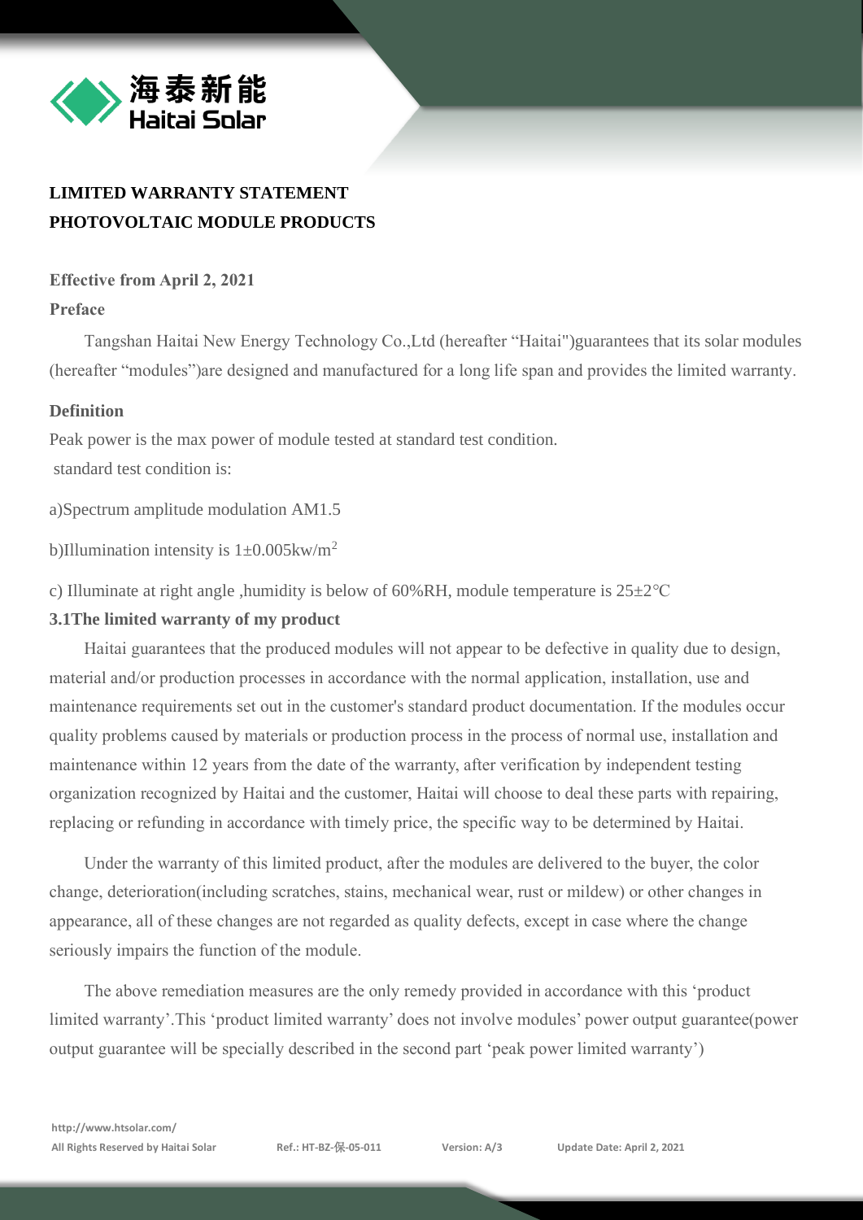**LIMITED WARRANTY STATEMENT**
**PHOTOVOLTAIC MODULE PRODUCTS**

**Effective from April 2, 2021**

**Preface**

Tangshan Haitai New Energy Technology Co.,Ltd (hereafter "Haitai")guarantees that its solar modules (hereafter "modules")are designed and manufactured for a long life span and provides the limited warranty.

**Definition**

Peak power is the max power of module tested at standard test condition.

standard test condition is:

a)Spectrum amplitude modulation AM1.5

b)Illumination intensity is $1\pm0.005kw/m^2$

c) Illuminate at right angle ,humidity is below of 60%RH, module temperature is 25±2℃

**3.1The limited warranty of my product**

Haitai guarantees that the produced modules will not appear to be defective in quality due to design, material and/or production processes in accordance with the normal application, installation, use and maintenance requirements set out in the customer's standard product documentation. If the modules occur quality problems caused by materials or production process in the process of normal use, installation and maintenance within 12 years from the date of the warranty, after verification by independent testing organization recognized by Haitai and the customer, Haitai will choose to deal these parts with repairing, replacing or refunding in accordance with timely price, the specific way to be determined by Haitai.

Under the warranty of this limited product, after the modules are delivered to the buyer, the color change, deterioration(including scratches, stains, mechanical wear, rust or mildew) or other changes in appearance, all of these changes are not regarded as quality defects, except in case where the change seriously impairs the function of the module.

The above remediation measures are the only remedy provided in accordance with this 'product limited warranty'.This 'product limited warranty' does not involve modules' power output guarantee(power output guarantee will be specially described in the second part 'peak power limited warranty')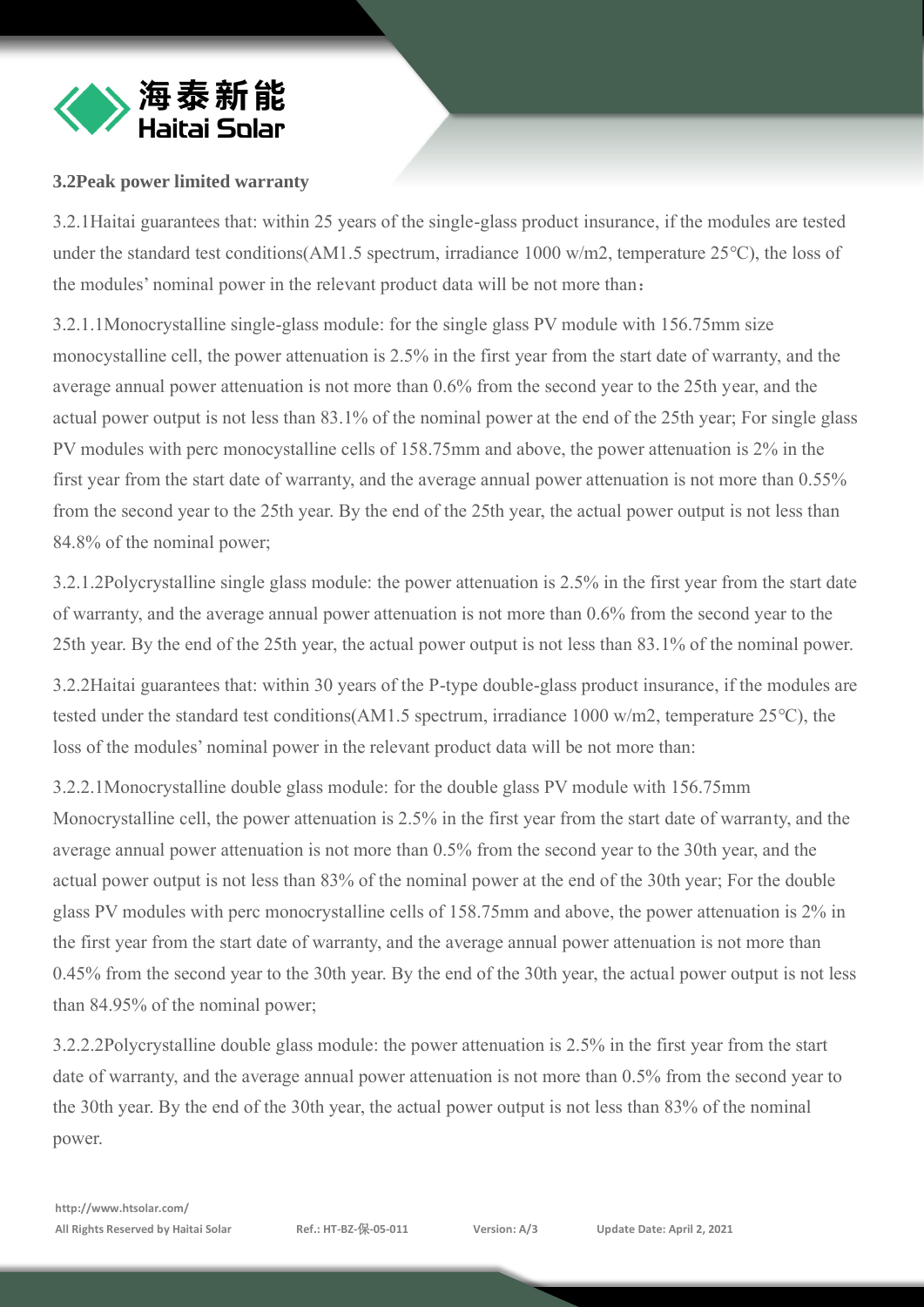### 3.2Peak power limited warranty

3.2.1Haitai guarantees that: within 25 years of the single-glass product insurance, if the modules are tested under the standard test conditions(AM1.5 spectrum, irradiance 1000 w/m2, temperature 25°C), the loss of the modules' nominal power in the relevant product data will be not more than：

3.2.1.1Monocrystalline single-glass module: for the single glass PV module with 156.75mm size monocystalline cell, the power attenuation is 2.5% in the first year from the start date of warranty, and the average annual power attenuation is not more than 0.6% from the second year to the 25th year, and the actual power output is not less than 83.1% of the nominal power at the end of the 25th year; For single glass PV modules with perc monocystalline cells of 158.75mm and above, the power attenuation is 2% in the first year from the start date of warranty, and the average annual power attenuation is not more than 0.55% from the second year to the 25th year. By the end of the 25th year, the actual power output is not less than 84.8% of the nominal power;

3.2.1.2Polycrystalline single glass module: the power attenuation is 2.5% in the first year from the start date of warranty, and the average annual power attenuation is not more than 0.6% from the second year to the 25th year. By the end of the 25th year, the actual power output is not less than 83.1% of the nominal power.

3.2.2Haitai guarantees that: within 30 years of the P-type double-glass product insurance, if the modules are tested under the standard test conditions(AM1.5 spectrum, irradiance 1000 w/m2, temperature 25°C), the loss of the modules' nominal power in the relevant product data will be not more than:

3.2.2.1Monocrystalline double glass module: for the double glass PV module with 156.75mm Monocrystalline cell, the power attenuation is 2.5% in the first year from the start date of warranty, and the average annual power attenuation is not more than 0.5% from the second year to the 30th year, and the actual power output is not less than 83% of the nominal power at the end of the 30th year; For the double glass PV modules with perc monocrystalline cells of 158.75mm and above, the power attenuation is 2% in the first year from the start date of warranty, and the average annual power attenuation is not more than 0.45% from the second year to the 30th year. By the end of the 30th year, the actual power output is not less than 84.95% of the nominal power;

3.2.2.2Polycrystalline double glass module: the power attenuation is 2.5% in the first year from the start date of warranty, and the average annual power attenuation is not more than 0.5% from the second year to the 30th year. By the end of the 30th year, the actual power output is not less than 83% of the nominal power.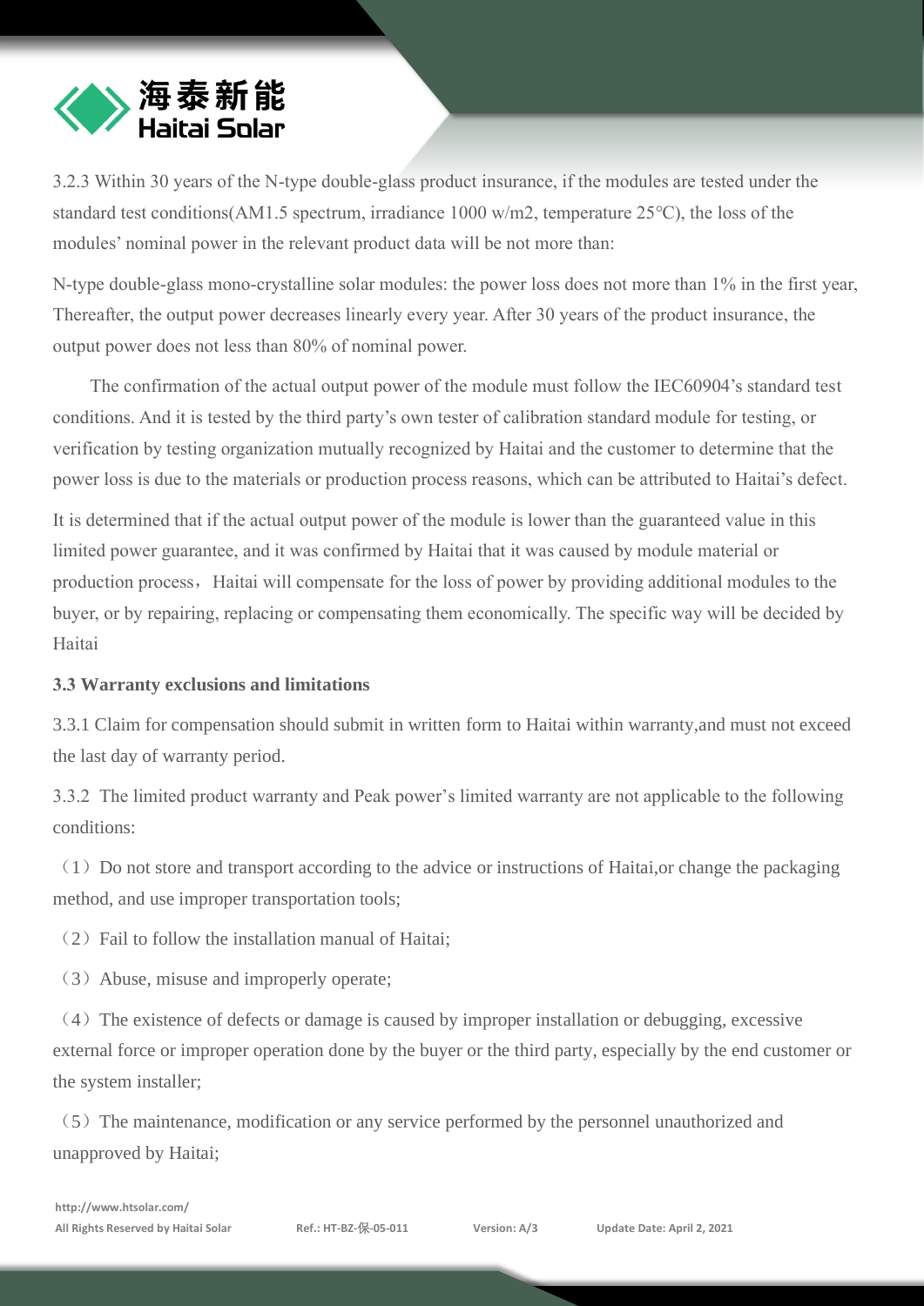3.2.3 Within 30 years of the N-type double-glass product insurance, if the modules are tested under the standard test conditions(AM1.5 spectrum, irradiance 1000 w/m2, temperature 25℃), the loss of the modules' nominal power in the relevant product data will be not more than:

N-type double-glass mono-crystalline solar modules: the power loss does not more than 1% in the first year, Thereafter, the output power decreases linearly every year. After 30 years of the product insurance, the output power does not less than 80% of nominal power.

The confirmation of the actual output power of the module must follow the IEC60904's standard test conditions. And it is tested by the third party's own tester of calibration standard module for testing, or verification by testing organization mutually recognized by Haitai and the customer to determine that the power loss is due to the materials or production process reasons, which can be attributed to Haitai's defect.

It is determined that if the actual output power of the module is lower than the guaranteed value in this limited power guarantee, and it was confirmed by Haitai that it was caused by module material or production process，Haitai will compensate for the loss of power by providing additional modules to the buyer, or by repairing, replacing or compensating them economically. The specific way will be decided by Haitai

**3.3 Warranty exclusions and limitations**

3.3.1 Claim for compensation should submit in written form to Haitai within warranty,and must not exceed the last day of warranty period.

3.3.2 The limited product warranty and Peak power's limited warranty are not applicable to the following conditions:

（1）Do not store and transport according to the advice or instructions of Haitai,or change the packaging method, and use improper transportation tools;

（2）Fail to follow the installation manual of Haitai;

（3）Abuse, misuse and improperly operate;

（4）The existence of defects or damage is caused by improper installation or debugging, excessive external force or improper operation done by the buyer or the third party, especially by the end customer or the system installer;

（5）The maintenance, modification or any service performed by the personnel unauthorized and unapproved by Haitai;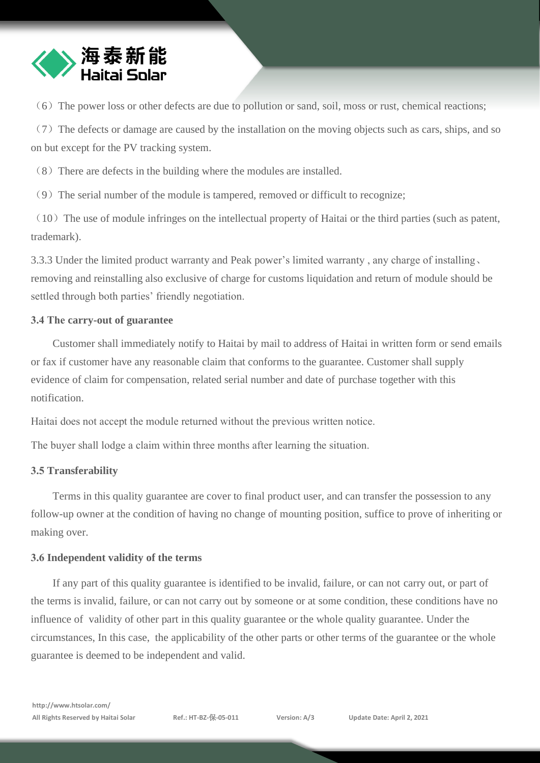（6）The power loss or other defects are due to pollution or sand, soil, moss or rust, chemical reactions;

（7）The defects or damage are caused by the installation on the moving objects such as cars, ships, and so on but except for the PV tracking system.

（8）There are defects in the building where the modules are installed.

（9）The serial number of the module is tampered, removed or difficult to recognize;

（10）The use of module infringes on the intellectual property of Haitai or the third parties (such as patent, trademark).

3.3.3 Under the limited product warranty and Peak power's limited warranty , any charge of installing、removing and reinstalling also exclusive of charge for customs liquidation and return of module should be settled through both parties' friendly negotiation.

**3.4 The carry-out of guarantee**

Customer shall immediately notify to Haitai by mail to address of Haitai in written form or send emails or fax if customer have any reasonable claim that conforms to the guarantee. Customer shall supply evidence of claim for compensation, related serial number and date of purchase together with this notification.

Haitai does not accept the module returned without the previous written notice.

The buyer shall lodge a claim within three months after learning the situation.

**3.5 Transferability**

Terms in this quality guarantee are cover to final product user, and can transfer the possession to any follow-up owner at the condition of having no change of mounting position, suffice to prove of inheriting or making over.

**3.6 Independent validity of the terms**

If any part of this quality guarantee is identified to be invalid, failure, or can not carry out, or part of the terms is invalid, failure, or can not carry out by someone or at some condition, these conditions have no influence of validity of other part in this quality guarantee or the whole quality guarantee. Under the circumstances, In this case, the applicability of the other parts or other terms of the guarantee or the whole guarantee is deemed to be independent and valid.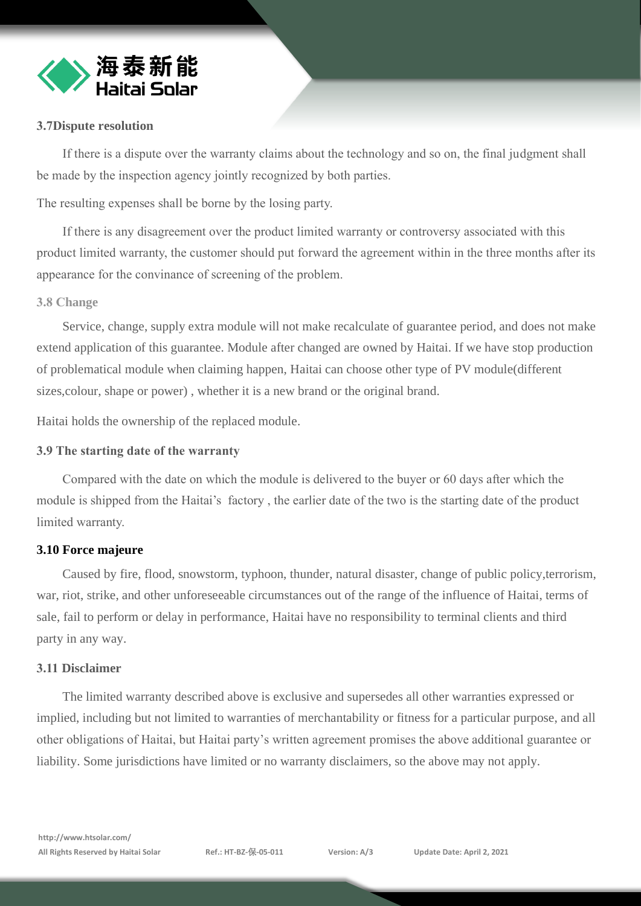### 3.7Dispute resolution

If there is a dispute over the warranty claims about the technology and so on, the final judgment shall be made by the inspection agency jointly recognized by both parties.

The resulting expenses shall be borne by the losing party.

If there is any disagreement over the product limited warranty or controversy associated with this product limited warranty, the customer should put forward the agreement within in the three months after its appearance for the convinance of screening of the problem.

### 3.8 Change

Service, change, supply extra module will not make recalculate of guarantee period, and does not make extend application of this guarantee. Module after changed are owned by Haitai. If we have stop production of problematical module when claiming happen, Haitai can choose other type of PV module(different sizes,colour, shape or power) , whether it is a new brand or the original brand.

Haitai holds the ownership of the replaced module.

### 3.9 The starting date of the warranty

Compared with the date on which the module is delivered to the buyer or 60 days after which the module is shipped from the Haitai's factory , the earlier date of the two is the starting date of the product limited warranty.

### 3.10 Force majeure

Caused by fire, flood, snowstorm, typhoon, thunder, natural disaster, change of public policy,terrorism, war, riot, strike, and other unforeseeable circumstances out of the range of the influence of Haitai, terms of sale, fail to perform or delay in performance, Haitai have no responsibility to terminal clients and third party in any way.

### 3.11 Disclaimer

The limited warranty described above is exclusive and supersedes all other warranties expressed or implied, including but not limited to warranties of merchantability or fitness for a particular purpose, and all other obligations of Haitai, but Haitai party's written agreement promises the above additional guarantee or liability. Some jurisdictions have limited or no warranty disclaimers, so the above may not apply.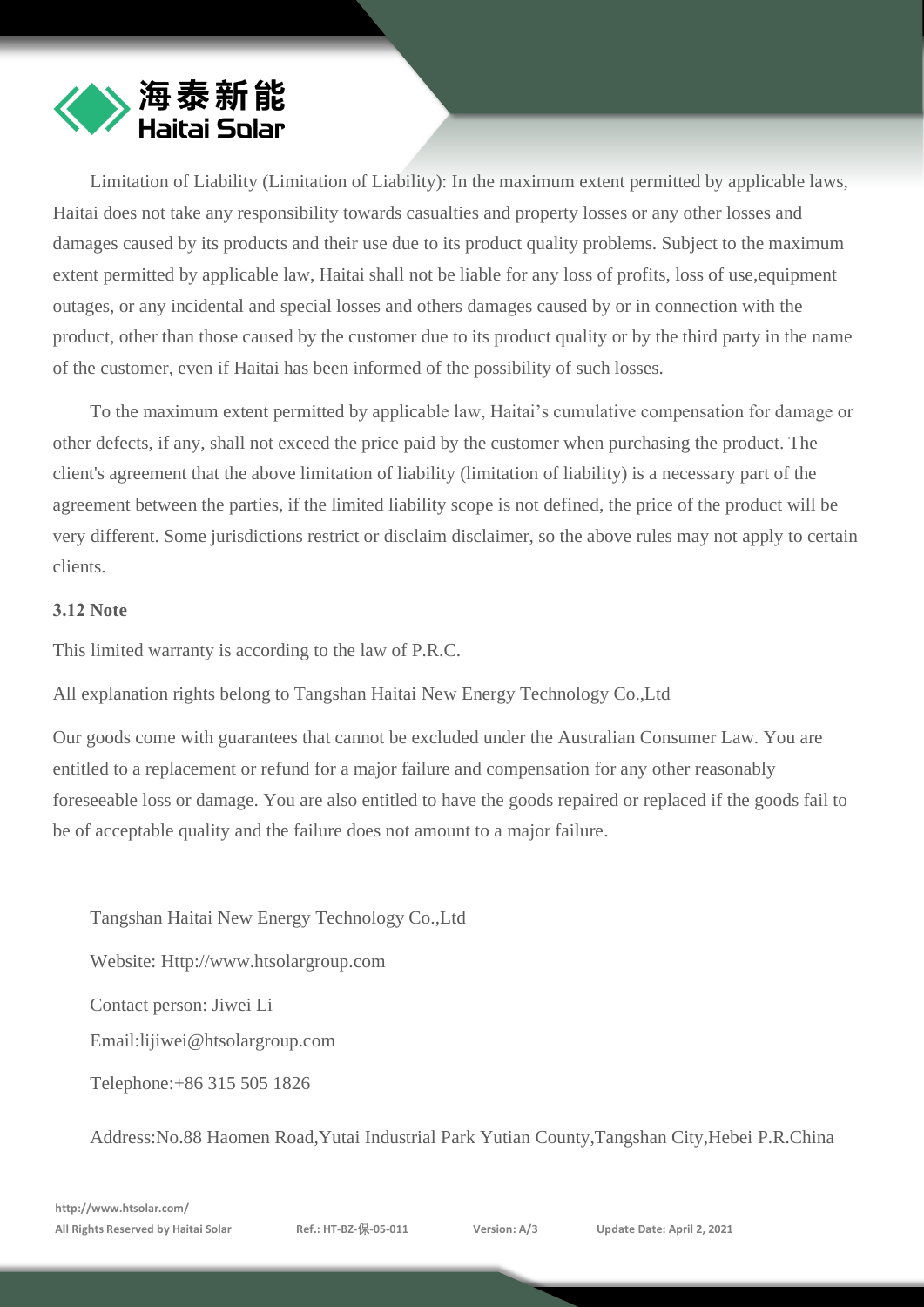Limitation of Liability (Limitation of Liability): In the maximum extent permitted by applicable laws, Haitai does not take any responsibility towards casualties and property losses or any other losses and damages caused by its products and their use due to its product quality problems. Subject to the maximum extent permitted by applicable law, Haitai shall not be liable for any loss of profits, loss of use,equipment outages, or any incidental and special losses and others damages caused by or in connection with the product, other than those caused by the customer due to its product quality or by the third party in the name of the customer, even if Haitai has been informed of the possibility of such losses.

To the maximum extent permitted by applicable law, Haitai's cumulative compensation for damage or other defects, if any, shall not exceed the price paid by the customer when purchasing the product. The client's agreement that the above limitation of liability (limitation of liability) is a necessary part of the agreement between the parties, if the limited liability scope is not defined, the price of the product will be very different. Some jurisdictions restrict or disclaim disclaimer, so the above rules may not apply to certain clients.

### 3.12 Note

This limited warranty is according to the law of P.R.C.

All explanation rights belong to Tangshan Haitai New Energy Technology Co.,Ltd

Our goods come with guarantees that cannot be excluded under the Australian Consumer Law. You are entitled to a replacement or refund for a major failure and compensation for any other reasonably foreseeable loss or damage. You are also entitled to have the goods repaired or replaced if the goods fail to be of acceptable quality and the failure does not amount to a major failure.

Tangshan Haitai New Energy Technology Co.,Ltd

Website: Http://www.htsolargroup.com

Contact person: Jiwei Li

Email:lijiwei@htsolargroup.com

Telephone:+86 315 505 1826

Address:No.88 Haomen Road,Yutai Industrial Park Yutian County,Tangshan City,Hebei P.R.China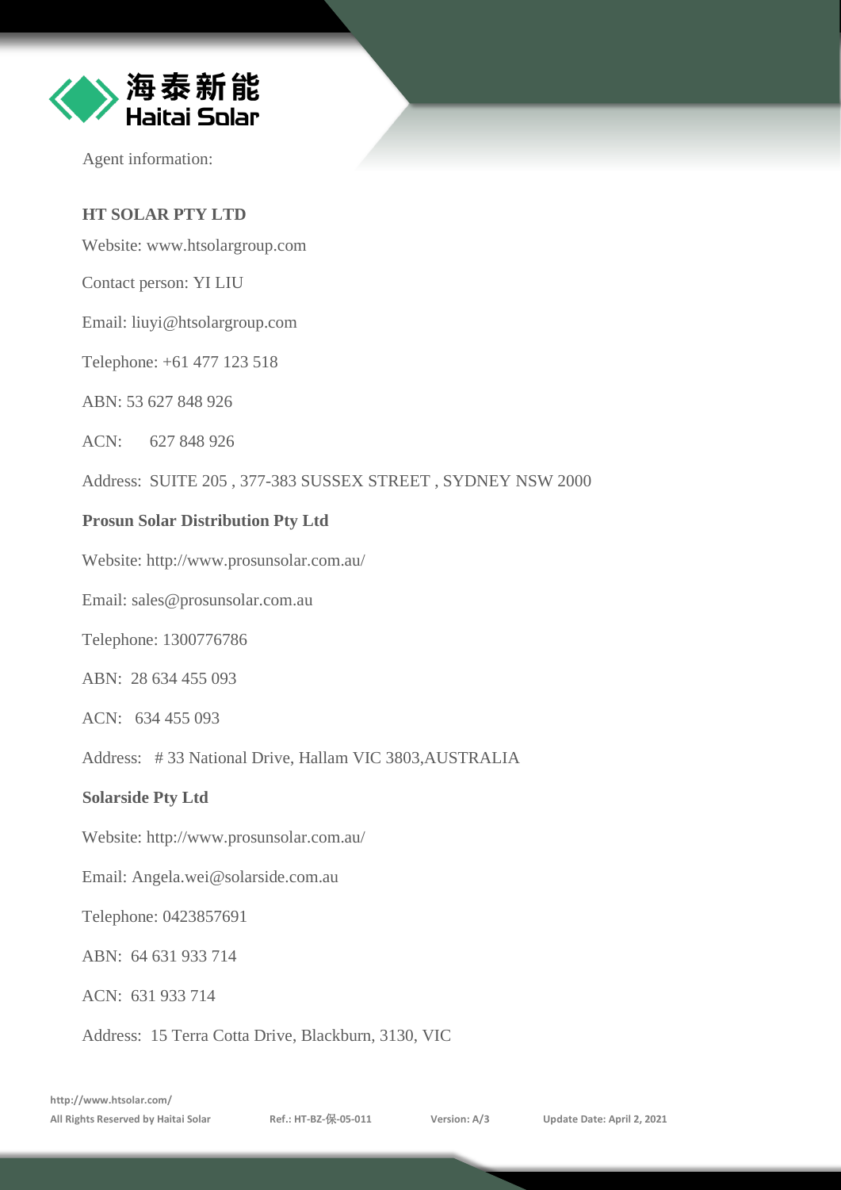Agent information:

**HT SOLAR PTY LTD**

Website: www.htsolargroup.com

Contact person: YI LIU

Email: liuyi@htsolargroup.com

Telephone: +61 477 123 518

ABN: 53 627 848 926

ACN: 627 848 926

Address: SUITE 205 , 377-383 SUSSEX STREET , SYDNEY NSW 2000

**Prosun Solar Distribution Pty Ltd**

Website: http://www.prosunsolar.com.au/

Email: sales@prosunsolar.com.au

Telephone: 1300776786

ABN: 28 634 455 093

ACN: 634 455 093

Address: # 33 National Drive, Hallam VIC 3803,AUSTRALIA

**Solarside Pty Ltd**

Website: http://www.prosunsolar.com.au/

Email: Angela.wei@solarside.com.au

Telephone: 0423857691

ABN: 64 631 933 714

ACN: 631 933 714

Address: 15 Terra Cotta Drive, Blackburn, 3130, VIC